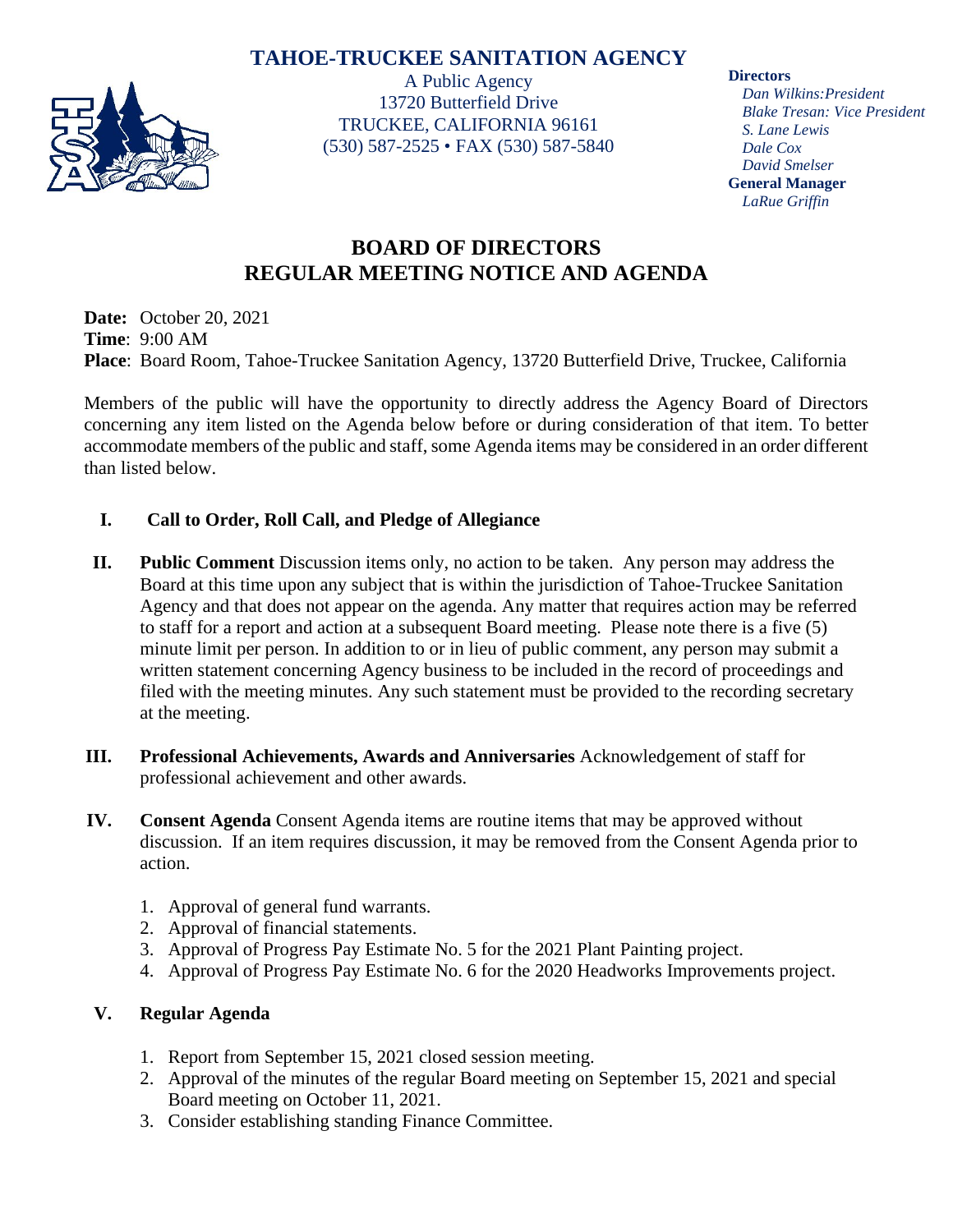# TAHOE-TRUCKEE SANITATION AGENCY

A Public Agency
13720 Butterfield Drive
TRUCKEE, CALIFORNIA 96161
(530) 587-2525 • FAX (530) 587-5840

**Directors**
*Dan Wilkins:President*
*Blake Tresan: Vice President*
*S. Lane Lewis*
*Dale Cox*
*David Smelser*
**General Manager**
*LaRue Griffin*

## BOARD OF DIRECTORS
## REGULAR MEETING NOTICE AND AGENDA

**Date:** October 20, 2021
**Time**: 9:00 AM
**Place**: Board Room, Tahoe-Truckee Sanitation Agency, 13720 Butterfield Drive, Truckee, California

Members of the public will have the opportunity to directly address the Agency Board of Directors concerning any item listed on the Agenda below before or during consideration of that item. To better accommodate members of the public and staff, some Agenda items may be considered in an order different than listed below.

**I. Call to Order, Roll Call, and Pledge of Allegiance**

**II. Public Comment** Discussion items only, no action to be taken. Any person may address the Board at this time upon any subject that is within the jurisdiction of Tahoe-Truckee Sanitation Agency and that does not appear on the agenda. Any matter that requires action may be referred to staff for a report and action at a subsequent Board meeting. Please note there is a five (5) minute limit per person. In addition to or in lieu of public comment, any person may submit a written statement concerning Agency business to be included in the record of proceedings and filed with the meeting minutes. Any such statement must be provided to the recording secretary at the meeting.

**III. Professional Achievements, Awards and Anniversaries** Acknowledgement of staff for professional achievement and other awards.

**IV. Consent Agenda** Consent Agenda items are routine items that may be approved without discussion. If an item requires discussion, it may be removed from the Consent Agenda prior to action.

1. Approval of general fund warrants.
2. Approval of financial statements.
3. Approval of Progress Pay Estimate No. 5 for the 2021 Plant Painting project.
4. Approval of Progress Pay Estimate No. 6 for the 2020 Headworks Improvements project.

**V. Regular Agenda**

1. Report from September 15, 2021 closed session meeting.
2. Approval of the minutes of the regular Board meeting on September 15, 2021 and special Board meeting on October 11, 2021.
3. Consider establishing standing Finance Committee.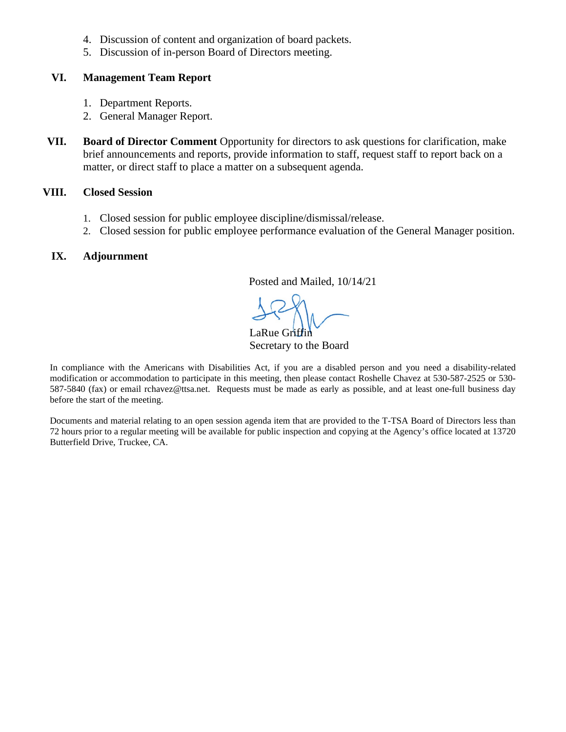4. Discussion of content and organization of board packets.
5. Discussion of in-person Board of Directors meeting.

## VI. Management Team Report

1. Department Reports.
2. General Manager Report.

## VII. Board of Director Comment

**Board of Director Comment** Opportunity for directors to ask questions for clarification, make brief announcements and reports, provide information to staff, request staff to report back on a matter, or direct staff to place a matter on a subsequent agenda.

## VIII. Closed Session

1. Closed session for public employee discipline/dismissal/release.
2. Closed session for public employee performance evaluation of the General Manager position.

## IX. Adjournment

Posted and Mailed, 10/14/21

LaRue Griffin
Secretary to the Board

In compliance with the Americans with Disabilities Act, if you are a disabled person and you need a disability-related modification or accommodation to participate in this meeting, then please contact Roshelle Chavez at 530-587-2525 or 530-587-5840 (fax) or email rchavez@ttsa.net. Requests must be made as early as possible, and at least one-full business day before the start of the meeting.

Documents and material relating to an open session agenda item that are provided to the T-TSA Board of Directors less than 72 hours prior to a regular meeting will be available for public inspection and copying at the Agency's office located at 13720 Butterfield Drive, Truckee, CA.